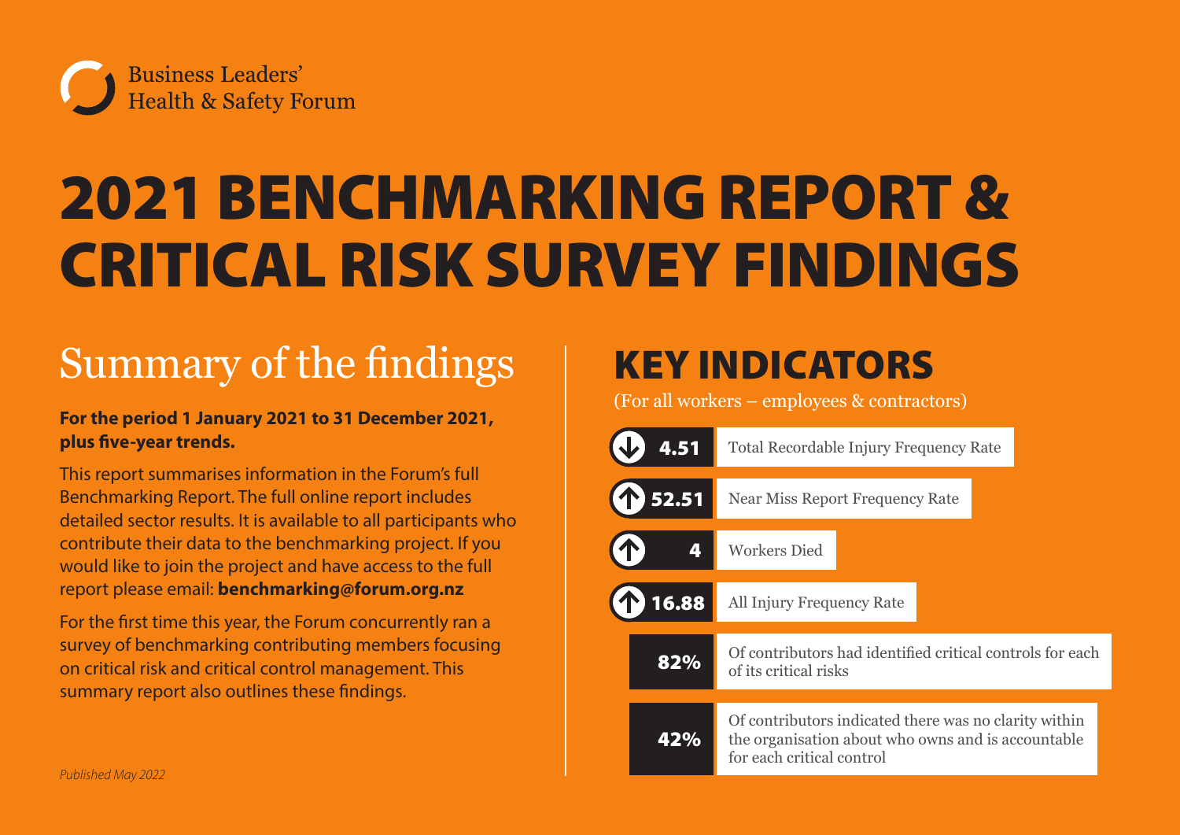Business Leaders' Health & Safety Forum

# 2021 BENCHMARKING REPORT & CRITICAL RISK SURVEY FINDINGS

## Summary of the findings

**For the period 1 January 2021 to 31 December 2021, plus five-year trends.**

This report summarises information in the Forum's full Benchmarking Report. The full online report includes detailed sector results. It is available to all participants who contribute their data to the benchmarking project. If you would like to join the project and have access to the full report please email: **benchmarking@forum.org.nz**

For the first time this year, the Forum concurrently ran a survey of benchmarking contributing members focusing on critical risk and critical control management. This summary report also outlines these findings.

*Published May 2022*

## KEY INDICATORS

(For all workers – employees & contractors)

| Value | Indicator |
|---|---|
| ↓ 4.51 | Total Recordable Injury Frequency Rate |
| ↑ 52.51 | Near Miss Report Frequency Rate |
| ↑ 4 | Workers Died |
| ↑ 16.88 | All Injury Frequency Rate |
| 82% | Of contributors had identified critical controls for each of its critical risks |
| 42% | Of contributors indicated there was no clarity within the organisation about who owns and is accountable for each critical control |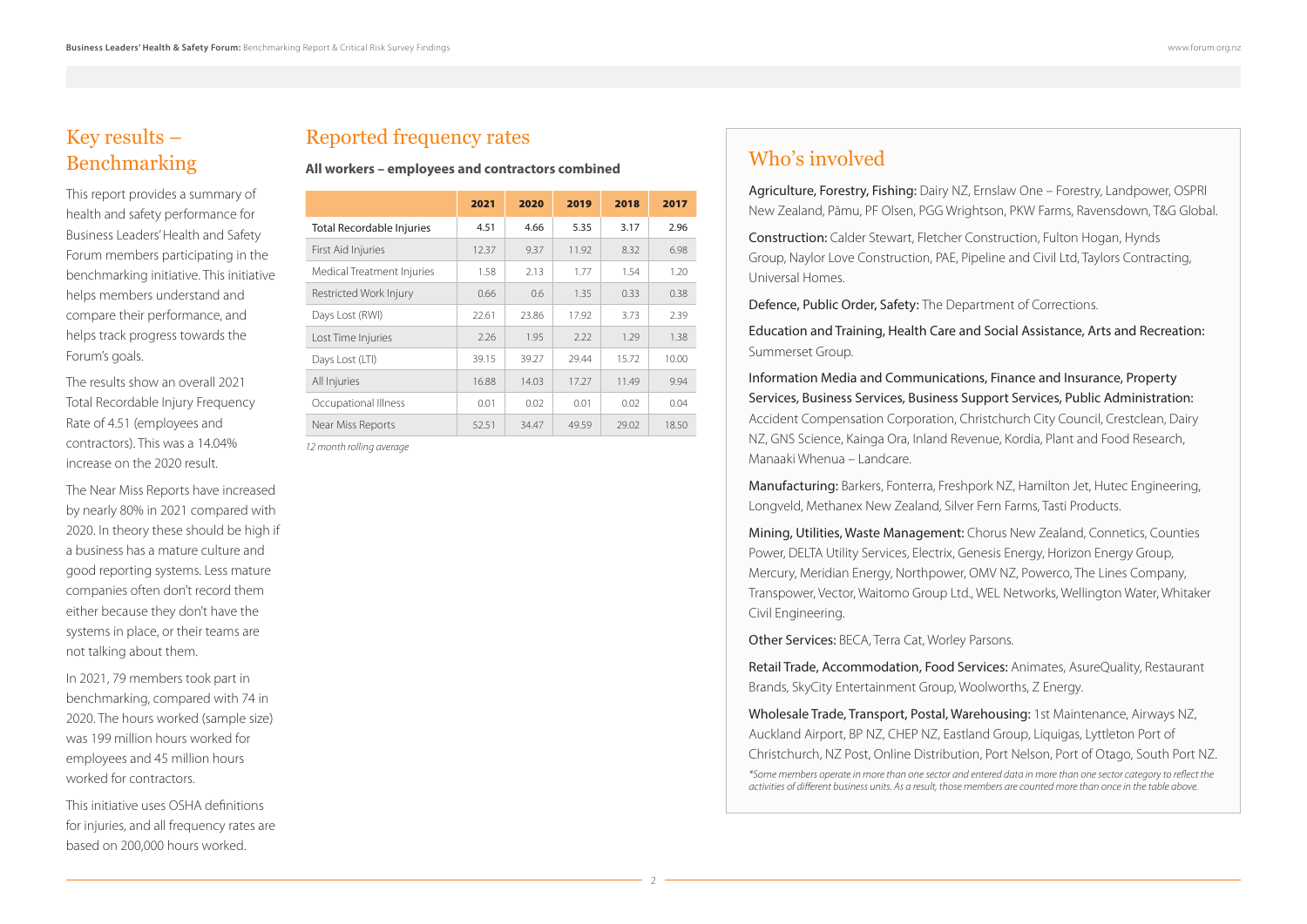## Key results – Benchmarking

This report provides a summary of health and safety performance for Business Leaders' Health and Safety Forum members participating in the benchmarking initiative. This initiative helps members understand and compare their performance, and helps track progress towards the Forum's goals.

The results show an overall 2021 Total Recordable Injury Frequency Rate of 4.51 (employees and contractors). This was a 14.04% increase on the 2020 result.

The Near Miss Reports have increased by nearly 80% in 2021 compared with 2020. In theory these should be high if a business has a mature culture and good reporting systems. Less mature companies often don't record them either because they don't have the systems in place, or their teams are not talking about them.

In 2021, 79 members took part in benchmarking, compared with 74 in 2020. The hours worked (sample size) was 199 million hours worked for employees and 45 million hours worked for contractors.

This initiative uses OSHA definitions for injuries, and all frequency rates are based on 200,000 hours worked.

## Reported frequency rates

**All workers – employees and contractors combined**

| | 2021 | 2020 | 2019 | 2018 | 2017 |
|---|---|---|---|---|---|
| Total Recordable Injuries | 4.51 | 4.66 | 5.35 | 3.17 | 2.96 |
| First Aid Injuries | 12.37 | 9.37 | 11.92 | 8.32 | 6.98 |
| Medical Treatment Injuries | 1.58 | 2.13 | 1.77 | 1.54 | 1.20 |
| Restricted Work Injury | 0.66 | 0.6 | 1.35 | 0.33 | 0.38 |
| Days Lost (RWI) | 22.61 | 23.86 | 17.92 | 3.73 | 2.39 |
| Lost Time Injuries | 2.26 | 1.95 | 2.22 | 1.29 | 1.38 |
| Days Lost (LTI) | 39.15 | 39.27 | 29.44 | 15.72 | 10.00 |
| All Injuries | 16.88 | 14.03 | 17.27 | 11.49 | 9.94 |
| Occupational Illness | 0.01 | 0.02 | 0.01 | 0.02 | 0.04 |
| Near Miss Reports | 52.51 | 34.47 | 49.59 | 29.02 | 18.50 |

*12 month rolling average*

## Who's involved

Agriculture, Forestry, Fishing: Dairy NZ, Ernslaw One – Forestry, Landpower, OSPRI New Zealand, Pāmu, PF Olsen, PGG Wrightson, PKW Farms, Ravensdown, T&G Global.

Construction: Calder Stewart, Fletcher Construction, Fulton Hogan, Hynds Group, Naylor Love Construction, PAE, Pipeline and Civil Ltd, Taylors Contracting, Universal Homes.

Defence, Public Order, Safety: The Department of Corrections.

Education and Training, Health Care and Social Assistance, Arts and Recreation: Summerset Group.

Information Media and Communications, Finance and Insurance, Property Services, Business Services, Business Support Services, Public Administration: Accident Compensation Corporation, Christchurch City Council, Crestclean, Dairy NZ, GNS Science, Kainga Ora, Inland Revenue, Kordia, Plant and Food Research, Manaaki Whenua – Landcare.

Manufacturing: Barkers, Fonterra, Freshpork NZ, Hamilton Jet, Hutec Engineering, Longveld, Methanex New Zealand, Silver Fern Farms, Tasti Products.

Mining, Utilities, Waste Management: Chorus New Zealand, Connetics, Counties Power, DELTA Utility Services, Electrix, Genesis Energy, Horizon Energy Group, Mercury, Meridian Energy, Northpower, OMV NZ, Powerco, The Lines Company, Transpower, Vector, Waitomo Group Ltd., WEL Networks, Wellington Water, Whitaker Civil Engineering.

Other Services: BECA, Terra Cat, Worley Parsons.

Retail Trade, Accommodation, Food Services: Animates, AsureQuality, Restaurant Brands, SkyCity Entertainment Group, Woolworths, Z Energy.

Wholesale Trade, Transport, Postal, Warehousing: 1st Maintenance, Airways NZ, Auckland Airport, BP NZ, CHEP NZ, Eastland Group, Liquigas, Lyttleton Port of Christchurch, NZ Post, Online Distribution, Port Nelson, Port of Otago, South Port NZ.

*\*Some members operate in more than one sector and entered data in more than one sector category to reflect the activities of different business units. As a result, those members are counted more than once in the table above.*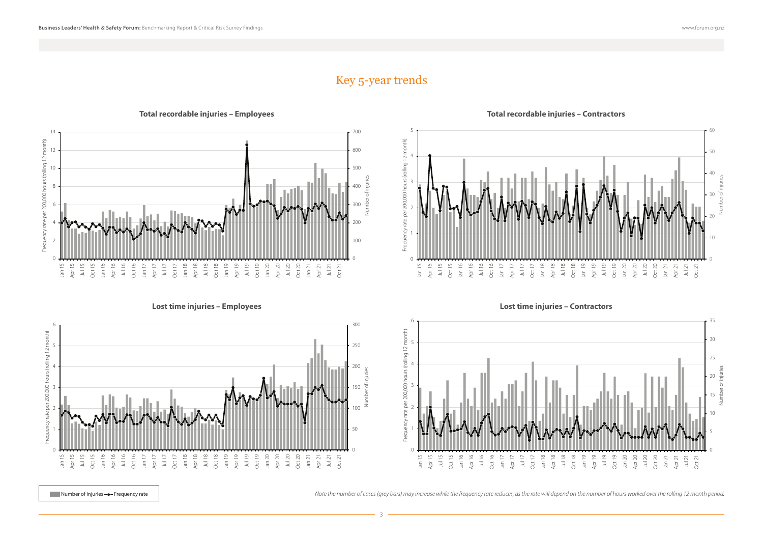# Key 5-year trends

## Total recordable injuries – Employees

## Total recordable injuries – Contractors

## Lost time injuries – Employees

## Lost time injuries – Contractors

Number of injuries —●— Frequency rate

*Note the number of cases (grey bars) may increase while the frequency rate reduces, as the rate will depend on the number of hours worked over the rolling 12 month period.*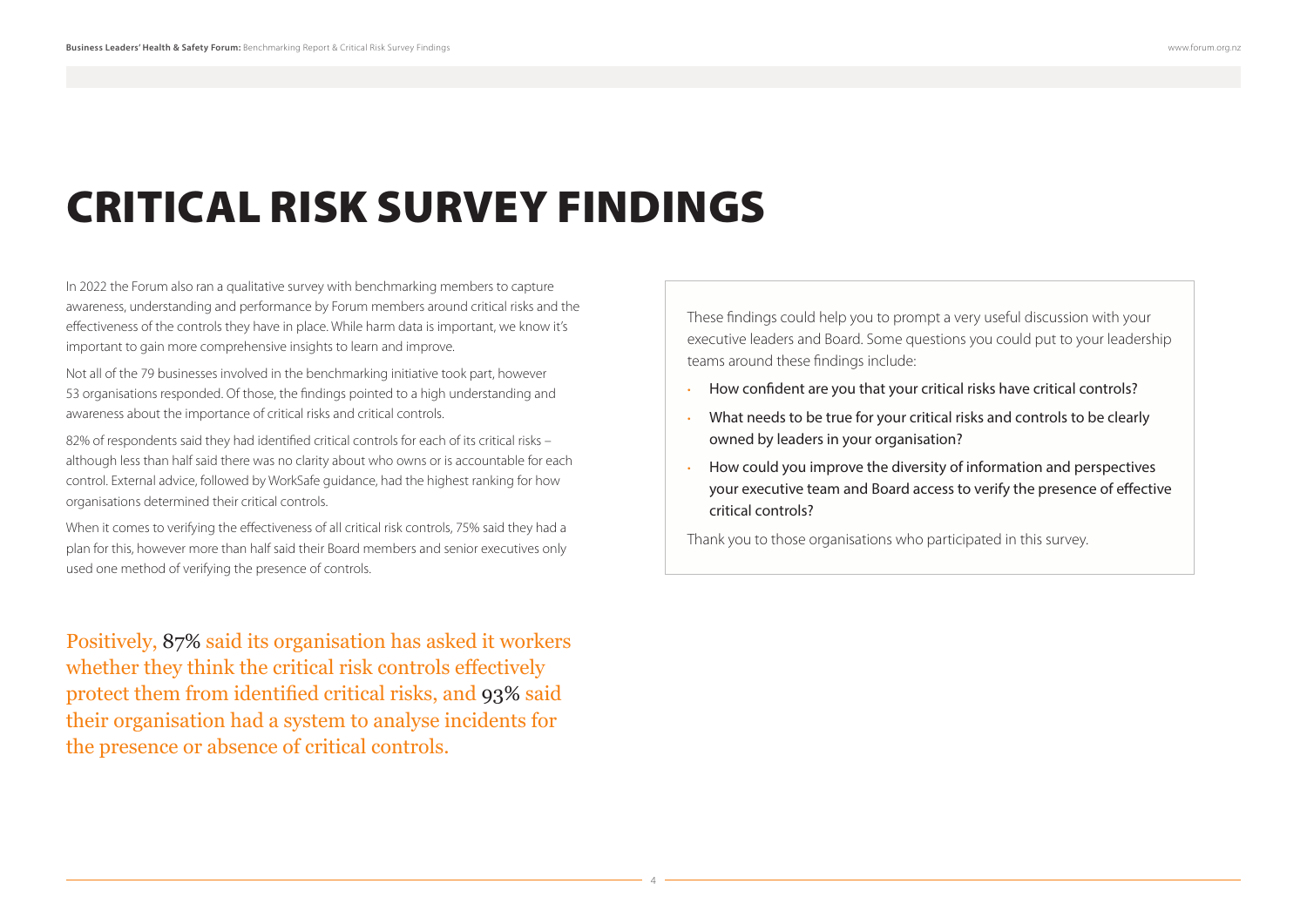# CRITICAL RISK SURVEY FINDINGS

In 2022 the Forum also ran a qualitative survey with benchmarking members to capture awareness, understanding and performance by Forum members around critical risks and the effectiveness of the controls they have in place. While harm data is important, we know it's important to gain more comprehensive insights to learn and improve.

Not all of the 79 businesses involved in the benchmarking initiative took part, however 53 organisations responded. Of those, the findings pointed to a high understanding and awareness about the importance of critical risks and critical controls.

82% of respondents said they had identified critical controls for each of its critical risks – although less than half said there was no clarity about who owns or is accountable for each control. External advice, followed by WorkSafe guidance, had the highest ranking for how organisations determined their critical controls.

When it comes to verifying the effectiveness of all critical risk controls, 75% said they had a plan for this, however more than half said their Board members and senior executives only used one method of verifying the presence of controls.

Positively, 87% said its organisation has asked it workers whether they think the critical risk controls effectively protect them from identified critical risks, and 93% said their organisation had a system to analyse incidents for the presence or absence of critical controls.

These findings could help you to prompt a very useful discussion with your executive leaders and Board. Some questions you could put to your leadership teams around these findings include:

- How confident are you that your critical risks have critical controls?
- What needs to be true for your critical risks and controls to be clearly owned by leaders in your organisation?
- How could you improve the diversity of information and perspectives your executive team and Board access to verify the presence of effective critical controls?

Thank you to those organisations who participated in this survey.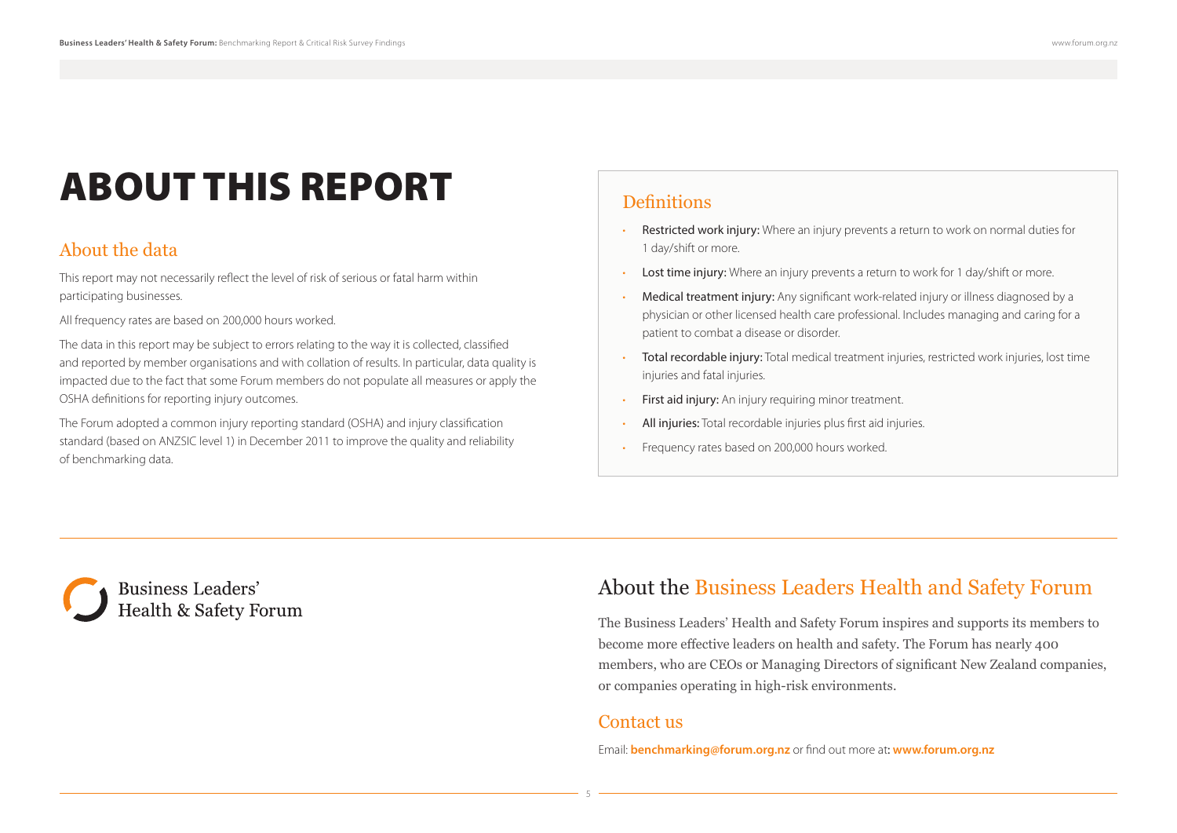# ABOUT THIS REPORT

## About the data

This report may not necessarily reflect the level of risk of serious or fatal harm within participating businesses.

All frequency rates are based on 200,000 hours worked.

The data in this report may be subject to errors relating to the way it is collected, classified and reported by member organisations and with collation of results. In particular, data quality is impacted due to the fact that some Forum members do not populate all measures or apply the OSHA definitions for reporting injury outcomes.

The Forum adopted a common injury reporting standard (OSHA) and injury classification standard (based on ANZSIC level 1) in December 2011 to improve the quality and reliability of benchmarking data.

## Definitions

- **Restricted work injury:** Where an injury prevents a return to work on normal duties for 1 day/shift or more.
- **Lost time injury:** Where an injury prevents a return to work for 1 day/shift or more.
- **Medical treatment injury:** Any significant work-related injury or illness diagnosed by a physician or other licensed health care professional. Includes managing and caring for a patient to combat a disease or disorder.
- **Total recordable injury:** Total medical treatment injuries, restricted work injuries, lost time injuries and fatal injuries.
- **First aid injury:** An injury requiring minor treatment.
- **All injuries:** Total recordable injuries plus first aid injuries.
- Frequency rates based on 200,000 hours worked.

Business Leaders' Health & Safety Forum

## About the Business Leaders Health and Safety Forum

The Business Leaders' Health and Safety Forum inspires and supports its members to become more effective leaders on health and safety. The Forum has nearly 400 members, who are CEOs or Managing Directors of significant New Zealand companies, or companies operating in high-risk environments.

## Contact us

Email: **benchmarking@forum.org.nz** or find out more at: **www.forum.org.nz**